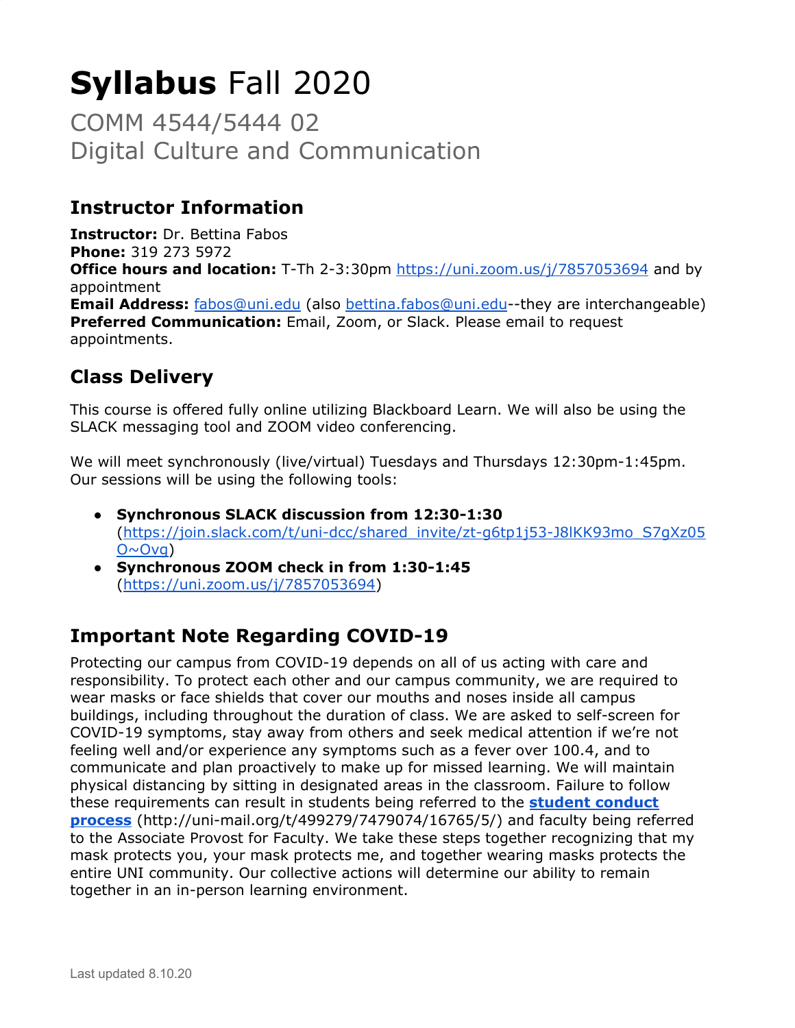# **Syllabus** Fall 2020

## COMM 4544/5444 02
## Digital Culture and Communication

### Instructor Information

**Instructor:** Dr. Bettina Fabos
**Phone:** 319 273 5972
**Office hours and location:** T-Th 2-3:30pm [https://uni.zoom.us/j/7857053694](https://uni.zoom.us/j/7857053694) and by appointment
**Email Address:** [fabos@uni.edu](mailto:fabos@uni.edu) (also [bettina.fabos@uni.edu](mailto:bettina.fabos@uni.edu)--they are interchangeable)
**Preferred Communication:** Email, Zoom, or Slack. Please email to request appointments.

### Class Delivery

This course is offered fully online utilizing Blackboard Learn. We will also be using the SLACK messaging tool and ZOOM video conferencing.

We will meet synchronously (live/virtual) Tuesdays and Thursdays 12:30pm-1:45pm. Our sessions will be using the following tools:

- **Synchronous SLACK discussion from 12:30-1:30** ([https://join.slack.com/t/uni-dcc/shared_invite/zt-g6tp1j53-J8lKK93mo_S7gXz05O~Ovg](https://join.slack.com/t/uni-dcc/shared_invite/zt-g6tp1j53-J8lKK93mo_S7gXz05O~Ovg))
- **Synchronous ZOOM check in from 1:30-1:45** ([https://uni.zoom.us/j/7857053694](https://uni.zoom.us/j/7857053694))

### Important Note Regarding COVID-19

Protecting our campus from COVID-19 depends on all of us acting with care and responsibility. To protect each other and our campus community, we are required to wear masks or face shields that cover our mouths and noses inside all campus buildings, including throughout the duration of class. We are asked to self-screen for COVID-19 symptoms, stay away from others and seek medical attention if we're not feeling well and/or experience any symptoms such as a fever over 100.4, and to communicate and plan proactively to make up for missed learning. We will maintain physical distancing by sitting in designated areas in the classroom. Failure to follow these requirements can result in students being referred to the **[student conduct process](http://uni-mail.org/t/499279/7479074/16765/5/)** (http://uni-mail.org/t/499279/7479074/16765/5/) and faculty being referred to the Associate Provost for Faculty. We take these steps together recognizing that my mask protects you, your mask protects me, and together wearing masks protects the entire UNI community. Our collective actions will determine our ability to remain together in an in-person learning environment.

Last updated 8.10.20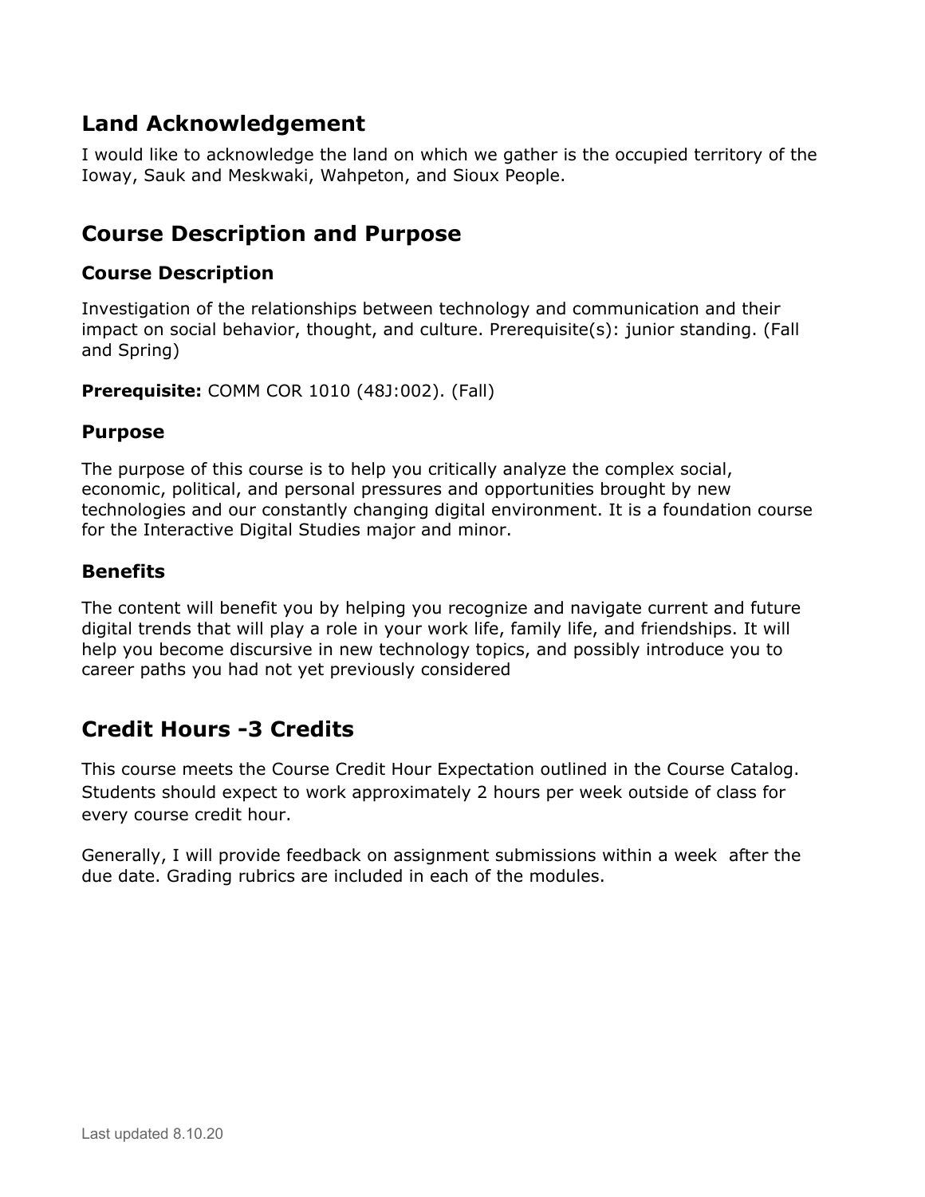## Land Acknowledgement

I would like to acknowledge the land on which we gather is the occupied territory of the Ioway, Sauk and Meskwaki, Wahpeton, and Sioux People.

## Course Description and Purpose

### Course Description

Investigation of the relationships between technology and communication and their impact on social behavior, thought, and culture. Prerequisite(s): junior standing. (Fall and Spring)

**Prerequisite:** COMM COR 1010 (48J:002). (Fall)

### Purpose

The purpose of this course is to help you critically analyze the complex social, economic, political, and personal pressures and opportunities brought by new technologies and our constantly changing digital environment. It is a foundation course for the Interactive Digital Studies major and minor.

### Benefits

The content will benefit you by helping you recognize and navigate current and future digital trends that will play a role in your work life, family life, and friendships. It will help you become discursive in new technology topics, and possibly introduce you to career paths you had not yet previously considered

## Credit Hours -3 Credits

This course meets the Course Credit Hour Expectation outlined in the Course Catalog. Students should expect to work approximately 2 hours per week outside of class for every course credit hour.

Generally, I will provide feedback on assignment submissions within a week after the due date. Grading rubrics are included in each of the modules.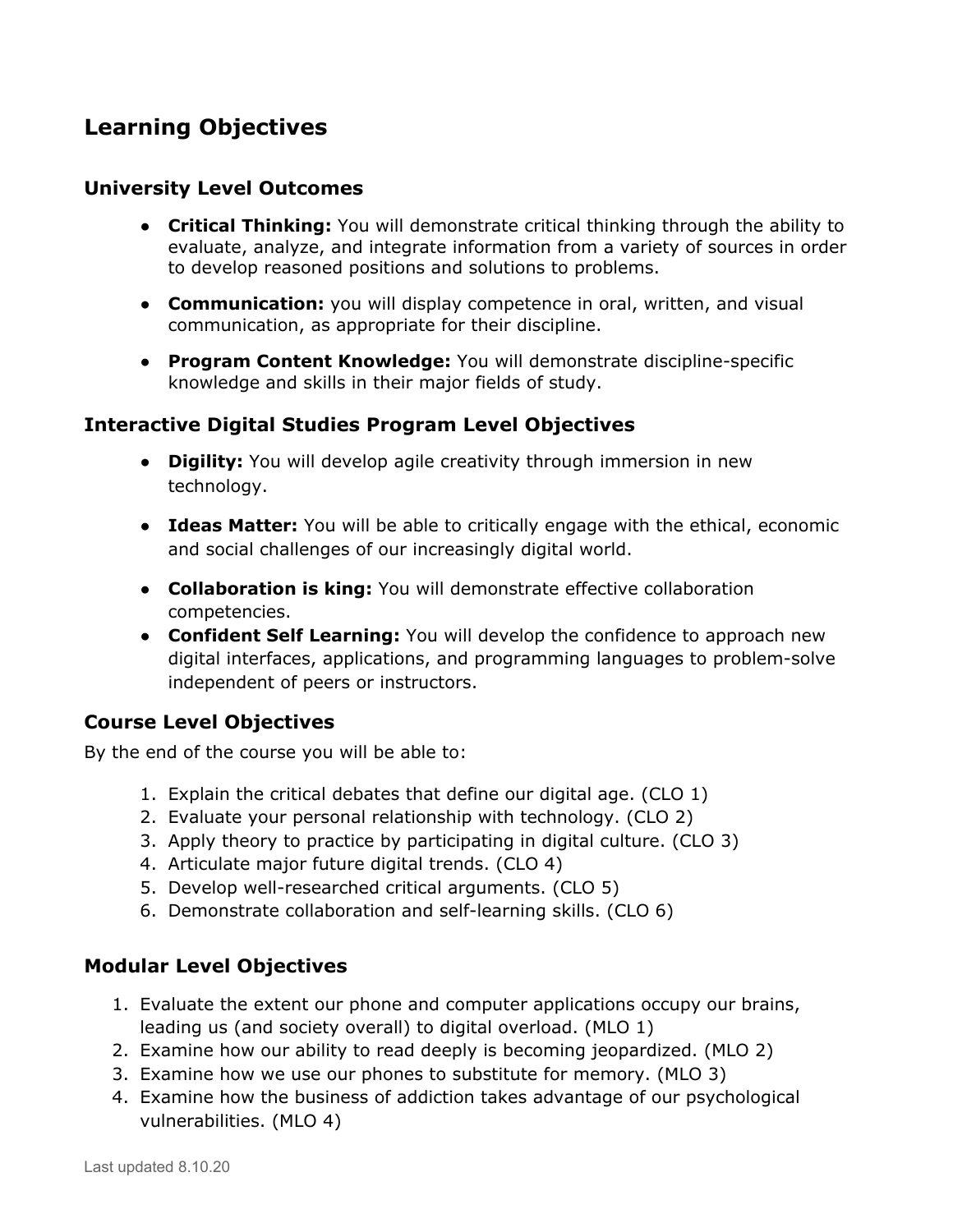## Learning Objectives

### University Level Outcomes

- **Critical Thinking:** You will demonstrate critical thinking through the ability to evaluate, analyze, and integrate information from a variety of sources in order to develop reasoned positions and solutions to problems.
- **Communication:** you will display competence in oral, written, and visual communication, as appropriate for their discipline.
- **Program Content Knowledge:** You will demonstrate discipline-specific knowledge and skills in their major fields of study.

### Interactive Digital Studies Program Level Objectives

- **Digility:** You will develop agile creativity through immersion in new technology.
- **Ideas Matter:** You will be able to critically engage with the ethical, economic and social challenges of our increasingly digital world.
- **Collaboration is king:** You will demonstrate effective collaboration competencies.
- **Confident Self Learning:** You will develop the confidence to approach new digital interfaces, applications, and programming languages to problem-solve independent of peers or instructors.

### Course Level Objectives

By the end of the course you will be able to:

1. Explain the critical debates that define our digital age. (CLO 1)
2. Evaluate your personal relationship with technology. (CLO 2)
3. Apply theory to practice by participating in digital culture. (CLO 3)
4. Articulate major future digital trends. (CLO 4)
5. Develop well-researched critical arguments. (CLO 5)
6. Demonstrate collaboration and self-learning skills. (CLO 6)

### Modular Level Objectives

1. Evaluate the extent our phone and computer applications occupy our brains, leading us (and society overall) to digital overload. (MLO 1)
2. Examine how our ability to read deeply is becoming jeopardized. (MLO 2)
3. Examine how we use our phones to substitute for memory. (MLO 3)
4. Examine how the business of addiction takes advantage of our psychological vulnerabilities. (MLO 4)

Last updated 8.10.20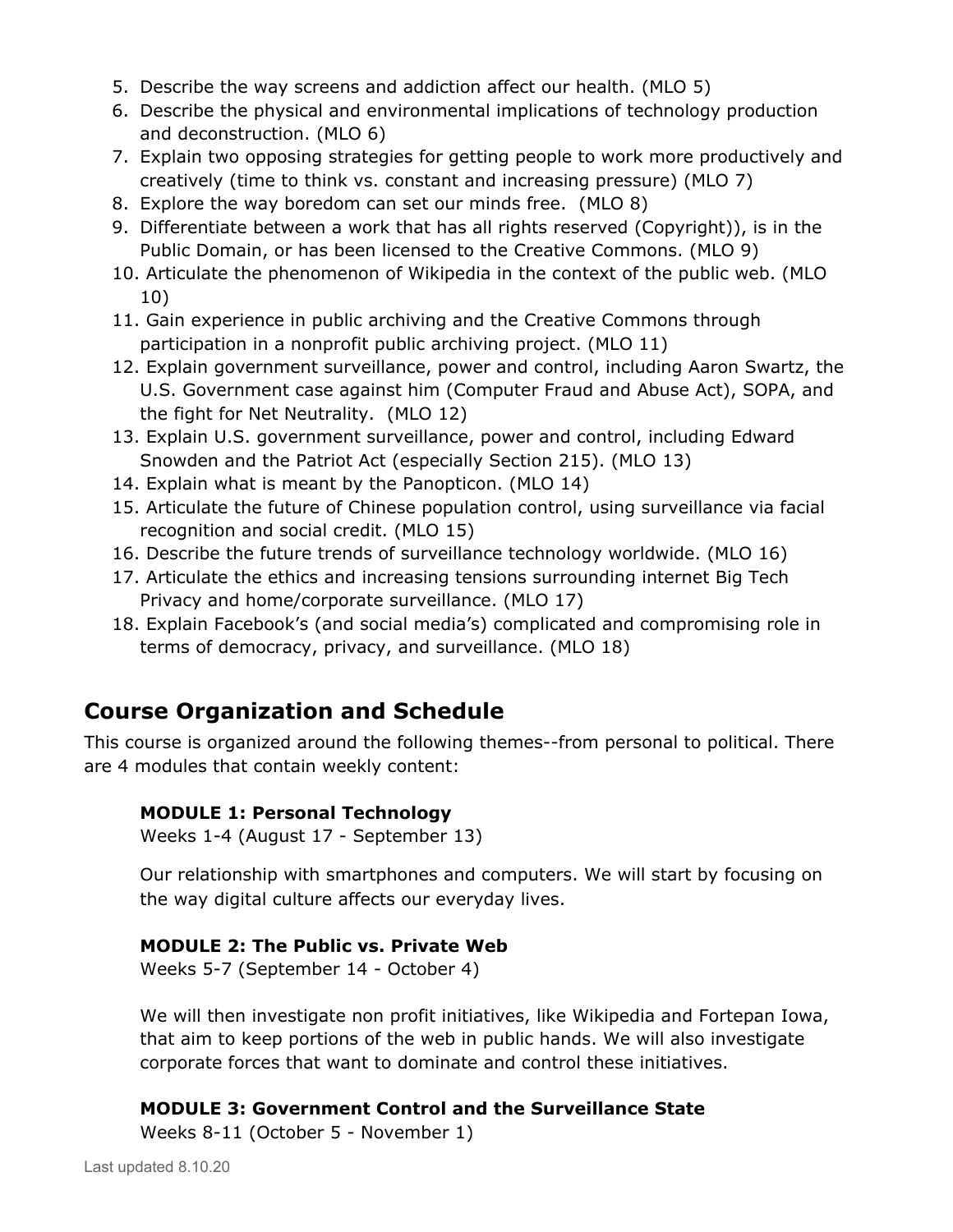5. Describe the way screens and addiction affect our health. (MLO 5)
6. Describe the physical and environmental implications of technology production and deconstruction. (MLO 6)
7. Explain two opposing strategies for getting people to work more productively and creatively (time to think vs. constant and increasing pressure) (MLO 7)
8. Explore the way boredom can set our minds free. (MLO 8)
9. Differentiate between a work that has all rights reserved (Copyright)), is in the Public Domain, or has been licensed to the Creative Commons. (MLO 9)
10. Articulate the phenomenon of Wikipedia in the context of the public web. (MLO 10)
11. Gain experience in public archiving and the Creative Commons through participation in a nonprofit public archiving project. (MLO 11)
12. Explain government surveillance, power and control, including Aaron Swartz, the U.S. Government case against him (Computer Fraud and Abuse Act), SOPA, and the fight for Net Neutrality. (MLO 12)
13. Explain U.S. government surveillance, power and control, including Edward Snowden and the Patriot Act (especially Section 215). (MLO 13)
14. Explain what is meant by the Panopticon. (MLO 14)
15. Articulate the future of Chinese population control, using surveillance via facial recognition and social credit. (MLO 15)
16. Describe the future trends of surveillance technology worldwide. (MLO 16)
17. Articulate the ethics and increasing tensions surrounding internet Big Tech Privacy and home/corporate surveillance. (MLO 17)
18. Explain Facebook's (and social media's) complicated and compromising role in terms of democracy, privacy, and surveillance. (MLO 18)

## Course Organization and Schedule

This course is organized around the following themes--from personal to political. There are 4 modules that contain weekly content:

**MODULE 1: Personal Technology**
Weeks 1-4 (August 17 - September 13)

Our relationship with smartphones and computers. We will start by focusing on the way digital culture affects our everyday lives.

**MODULE 2: The Public vs. Private Web**
Weeks 5-7 (September 14 - October 4)

We will then investigate non profit initiatives, like Wikipedia and Fortepan Iowa, that aim to keep portions of the web in public hands. We will also investigate corporate forces that want to dominate and control these initiatives.

**MODULE 3: Government Control and the Surveillance State**
Weeks 8-11 (October 5 - November 1)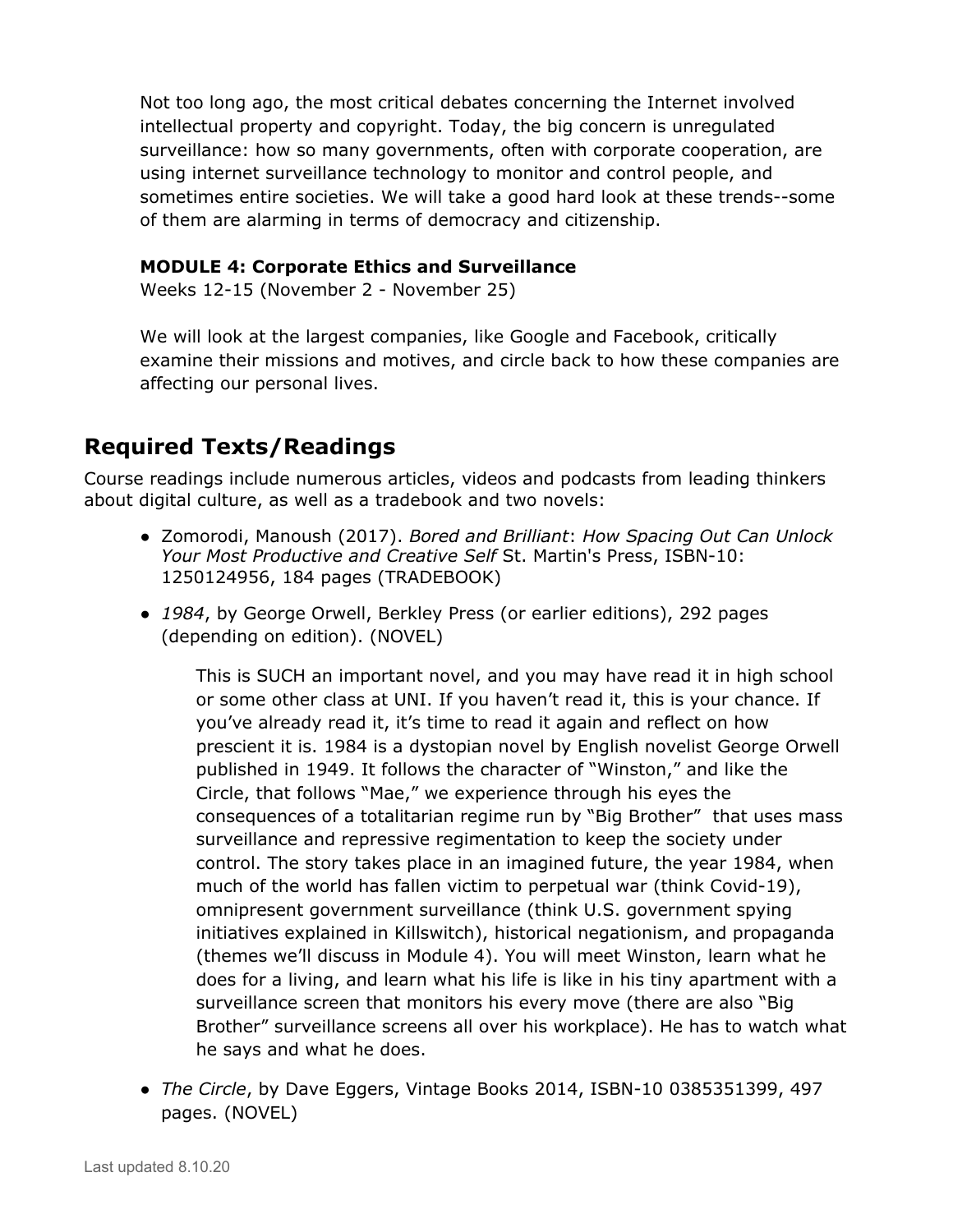Not too long ago, the most critical debates concerning the Internet involved intellectual property and copyright. Today, the big concern is unregulated surveillance: how so many governments, often with corporate cooperation, are using internet surveillance technology to monitor and control people, and sometimes entire societies. We will take a good hard look at these trends--some of them are alarming in terms of democracy and citizenship.

**MODULE 4: Corporate Ethics and Surveillance**
Weeks 12-15 (November 2 - November 25)

We will look at the largest companies, like Google and Facebook, critically examine their missions and motives, and circle back to how these companies are affecting our personal lives.

## Required Texts/Readings

Course readings include numerous articles, videos and podcasts from leading thinkers about digital culture, as well as a tradebook and two novels:

- Zomorodi, Manoush (2017). *Bored and Brilliant*: *How Spacing Out Can Unlock Your Most Productive and Creative Self* St. Martin's Press, ISBN-10: 1250124956, 184 pages (TRADEBOOK)
- *1984*, by George Orwell, Berkley Press (or earlier editions), 292 pages (depending on edition). (NOVEL)

  This is SUCH an important novel, and you may have read it in high school or some other class at UNI. If you haven't read it, this is your chance. If you've already read it, it's time to read it again and reflect on how prescient it is. 1984 is a dystopian novel by English novelist George Orwell published in 1949. It follows the character of "Winston," and like the Circle, that follows "Mae," we experience through his eyes the consequences of a totalitarian regime run by "Big Brother" that uses mass surveillance and repressive regimentation to keep the society under control. The story takes place in an imagined future, the year 1984, when much of the world has fallen victim to perpetual war (think Covid-19), omnipresent government surveillance (think U.S. government spying initiatives explained in Killswitch), historical negationism, and propaganda (themes we'll discuss in Module 4). You will meet Winston, learn what he does for a living, and learn what his life is like in his tiny apartment with a surveillance screen that monitors his every move (there are also "Big Brother" surveillance screens all over his workplace). He has to watch what he says and what he does.

- *The Circle*, by Dave Eggers, Vintage Books 2014, ISBN-10 0385351399, 497 pages. (NOVEL)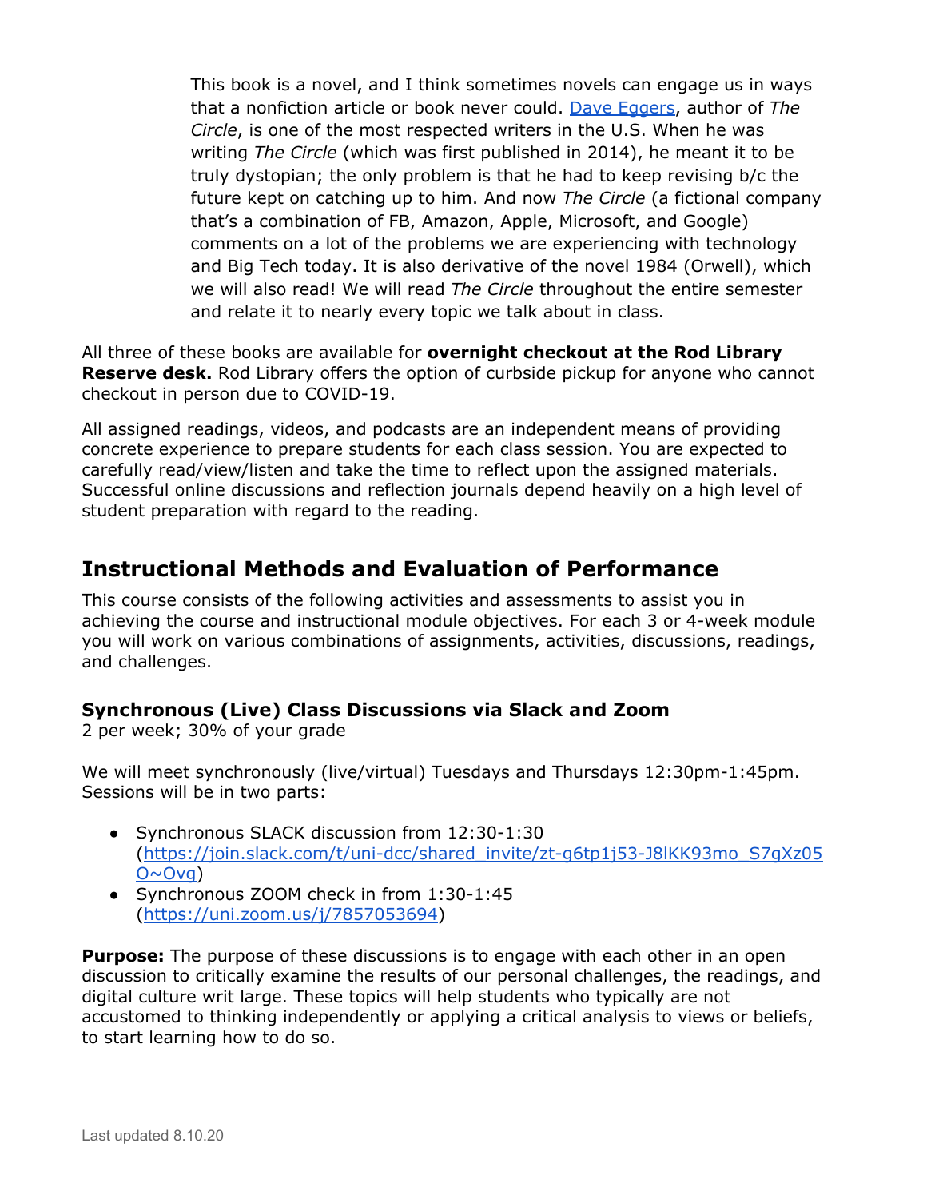This book is a novel, and I think sometimes novels can engage us in ways that a nonfiction article or book never could. [Dave Eggers](), author of *The Circle*, is one of the most respected writers in the U.S. When he was writing *The Circle* (which was first published in 2014), he meant it to be truly dystopian; the only problem is that he had to keep revising b/c the future kept on catching up to him. And now *The Circle* (a fictional company that's a combination of FB, Amazon, Apple, Microsoft, and Google) comments on a lot of the problems we are experiencing with technology and Big Tech today. It is also derivative of the novel 1984 (Orwell), which we will also read! We will read *The Circle* throughout the entire semester and relate it to nearly every topic we talk about in class.

All three of these books are available for **overnight checkout at the Rod Library Reserve desk.** Rod Library offers the option of curbside pickup for anyone who cannot checkout in person due to COVID-19.

All assigned readings, videos, and podcasts are an independent means of providing concrete experience to prepare students for each class session. You are expected to carefully read/view/listen and take the time to reflect upon the assigned materials. Successful online discussions and reflection journals depend heavily on a high level of student preparation with regard to the reading.

## Instructional Methods and Evaluation of Performance

This course consists of the following activities and assessments to assist you in achieving the course and instructional module objectives. For each 3 or 4-week module you will work on various combinations of assignments, activities, discussions, readings, and challenges.

### Synchronous (Live) Class Discussions via Slack and Zoom

2 per week; 30% of your grade

We will meet synchronously (live/virtual) Tuesdays and Thursdays 12:30pm-1:45pm. Sessions will be in two parts:

- Synchronous SLACK discussion from 12:30-1:30 (https://join.slack.com/t/uni-dcc/shared_invite/zt-g6tp1j53-J8lKK93mo_S7gXz05O~Ovg)
- Synchronous ZOOM check in from 1:30-1:45 (https://uni.zoom.us/j/7857053694)

**Purpose:** The purpose of these discussions is to engage with each other in an open discussion to critically examine the results of our personal challenges, the readings, and digital culture writ large. These topics will help students who typically are not accustomed to thinking independently or applying a critical analysis to views or beliefs, to start learning how to do so.

Last updated 8.10.20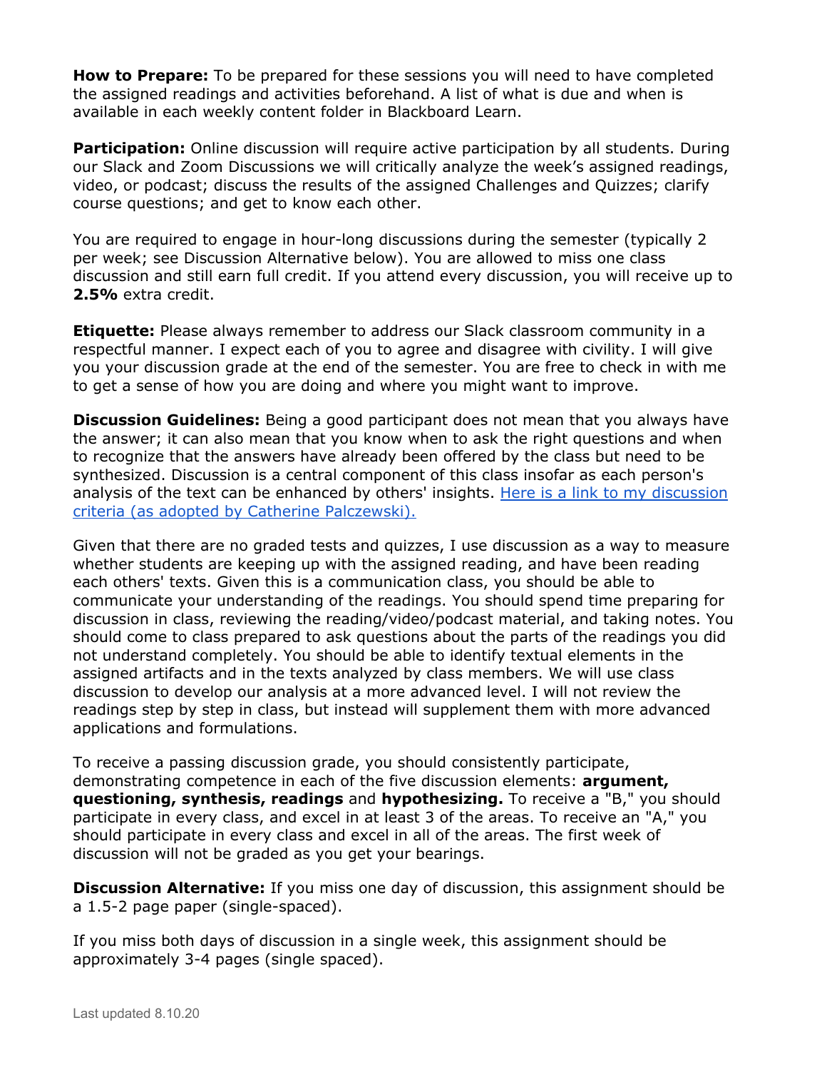**How to Prepare:** To be prepared for these sessions you will need to have completed the assigned readings and activities beforehand. A list of what is due and when is available in each weekly content folder in Blackboard Learn.

**Participation:** Online discussion will require active participation by all students. During our Slack and Zoom Discussions we will critically analyze the week's assigned readings, video, or podcast; discuss the results of the assigned Challenges and Quizzes; clarify course questions; and get to know each other.

You are required to engage in hour-long discussions during the semester (typically 2 per week; see Discussion Alternative below). You are allowed to miss one class discussion and still earn full credit. If you attend every discussion, you will receive up to **2.5%** extra credit.

**Etiquette:** Please always remember to address our Slack classroom community in a respectful manner. I expect each of you to agree and disagree with civility. I will give you your discussion grade at the end of the semester. You are free to check in with me to get a sense of how you are doing and where you might want to improve.

**Discussion Guidelines:** Being a good participant does not mean that you always have the answer; it can also mean that you know when to ask the right questions and when to recognize that the answers have already been offered by the class but need to be synthesized. Discussion is a central component of this class insofar as each person's analysis of the text can be enhanced by others' insights. [Here is a link to my discussion criteria (as adopted by Catherine Palczewski).]()

Given that there are no graded tests and quizzes, I use discussion as a way to measure whether students are keeping up with the assigned reading, and have been reading each others' texts. Given this is a communication class, you should be able to communicate your understanding of the readings. You should spend time preparing for discussion in class, reviewing the reading/video/podcast material, and taking notes. You should come to class prepared to ask questions about the parts of the readings you did not understand completely. You should be able to identify textual elements in the assigned artifacts and in the texts analyzed by class members. We will use class discussion to develop our analysis at a more advanced level. I will not review the readings step by step in class, but instead will supplement them with more advanced applications and formulations.

To receive a passing discussion grade, you should consistently participate, demonstrating competence in each of the five discussion elements: **argument, questioning, synthesis, readings** and **hypothesizing.** To receive a "B," you should participate in every class, and excel in at least 3 of the areas. To receive an "A," you should participate in every class and excel in all of the areas. The first week of discussion will not be graded as you get your bearings.

**Discussion Alternative:** If you miss one day of discussion, this assignment should be a 1.5-2 page paper (single-spaced).

If you miss both days of discussion in a single week, this assignment should be approximately 3-4 pages (single spaced).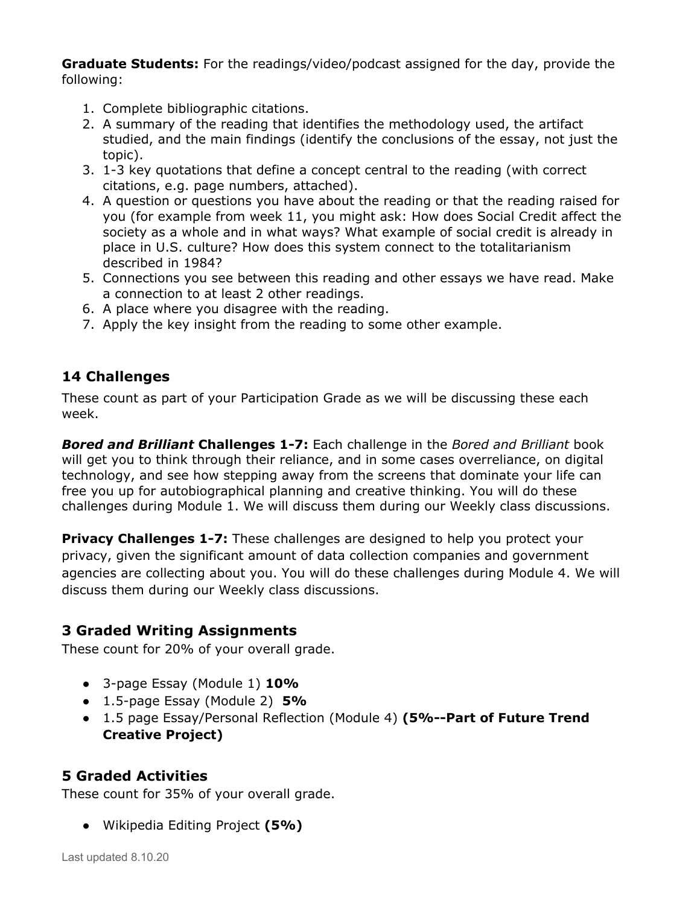**Graduate Students:** For the readings/video/podcast assigned for the day, provide the following:

1. Complete bibliographic citations.
2. A summary of the reading that identifies the methodology used, the artifact studied, and the main findings (identify the conclusions of the essay, not just the topic).
3. 1-3 key quotations that define a concept central to the reading (with correct citations, e.g. page numbers, attached).
4. A question or questions you have about the reading or that the reading raised for you (for example from week 11, you might ask: How does Social Credit affect the society as a whole and in what ways? What example of social credit is already in place in U.S. culture? How does this system connect to the totalitarianism described in 1984?
5. Connections you see between this reading and other essays we have read. Make a connection to at least 2 other readings.
6. A place where you disagree with the reading.
7. Apply the key insight from the reading to some other example.

## 14 Challenges

These count as part of your Participation Grade as we will be discussing these each week.

***Bored and Brilliant* Challenges 1-7:** Each challenge in the *Bored and Brilliant* book will get you to think through their reliance, and in some cases overreliance, on digital technology, and see how stepping away from the screens that dominate your life can free you up for autobiographical planning and creative thinking. You will do these challenges during Module 1. We will discuss them during our Weekly class discussions.

**Privacy Challenges 1-7:** These challenges are designed to help you protect your privacy, given the significant amount of data collection companies and government agencies are collecting about you. You will do these challenges during Module 4. We will discuss them during our Weekly class discussions.

## 3 Graded Writing Assignments

These count for 20% of your overall grade.

- 3-page Essay (Module 1) **10%**
- 1.5-page Essay (Module 2) **5%**
- 1.5 page Essay/Personal Reflection (Module 4) **(5%--Part of Future Trend Creative Project)**

## 5 Graded Activities

These count for 35% of your overall grade.

- Wikipedia Editing Project **(5%)**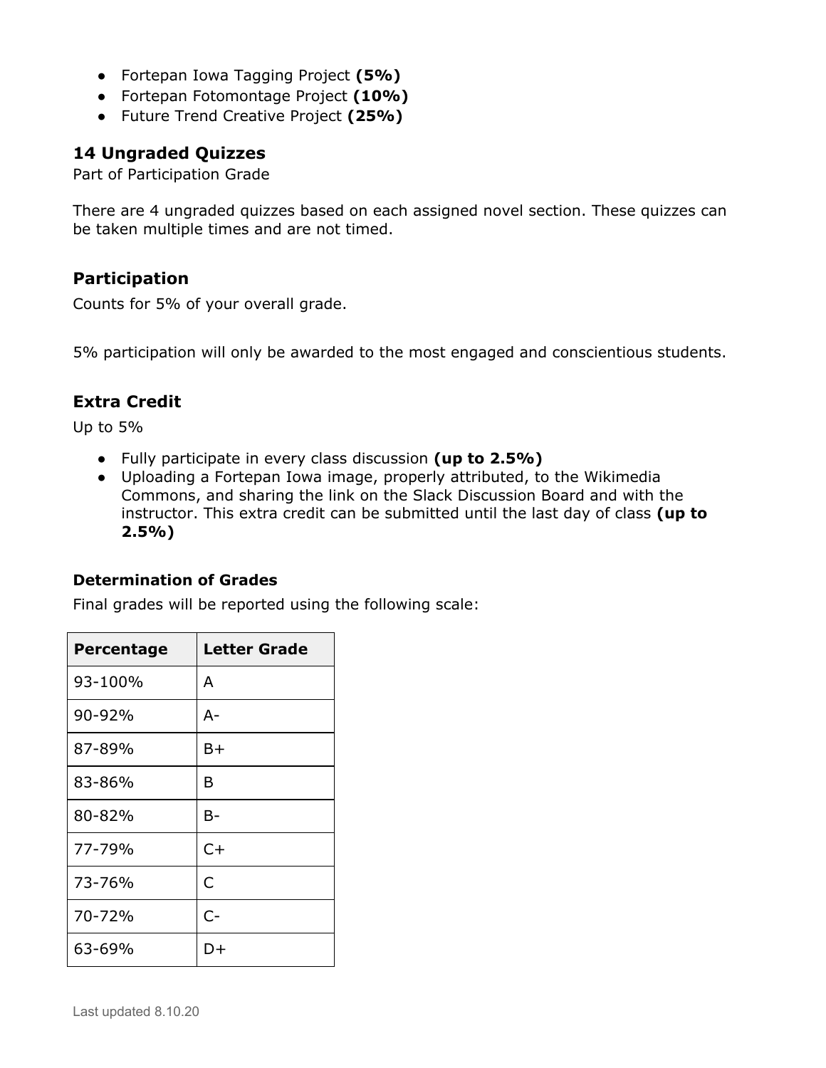- Fortepan Iowa Tagging Project **(5%)**
- Fortepan Fotomontage Project **(10%)**
- Future Trend Creative Project **(25%)**

### 14 Ungraded Quizzes

Part of Participation Grade

There are 4 ungraded quizzes based on each assigned novel section. These quizzes can be taken multiple times and are not timed.

### Participation

Counts for 5% of your overall grade.

5% participation will only be awarded to the most engaged and conscientious students.

### Extra Credit

Up to 5%

- Fully participate in every class discussion **(up to 2.5%)**
- Uploading a Fortepan Iowa image, properly attributed, to the Wikimedia Commons, and sharing the link on the Slack Discussion Board and with the instructor. This extra credit can be submitted until the last day of class **(up to 2.5%)**

#### Determination of Grades

Final grades will be reported using the following scale:

| Percentage | Letter Grade |
|---|---|
| 93-100% | A |
| 90-92% | A- |
| 87-89% | B+ |
| 83-86% | B |
| 80-82% | B- |
| 77-79% | C+ |
| 73-76% | C |
| 70-72% | C- |
| 63-69% | D+ |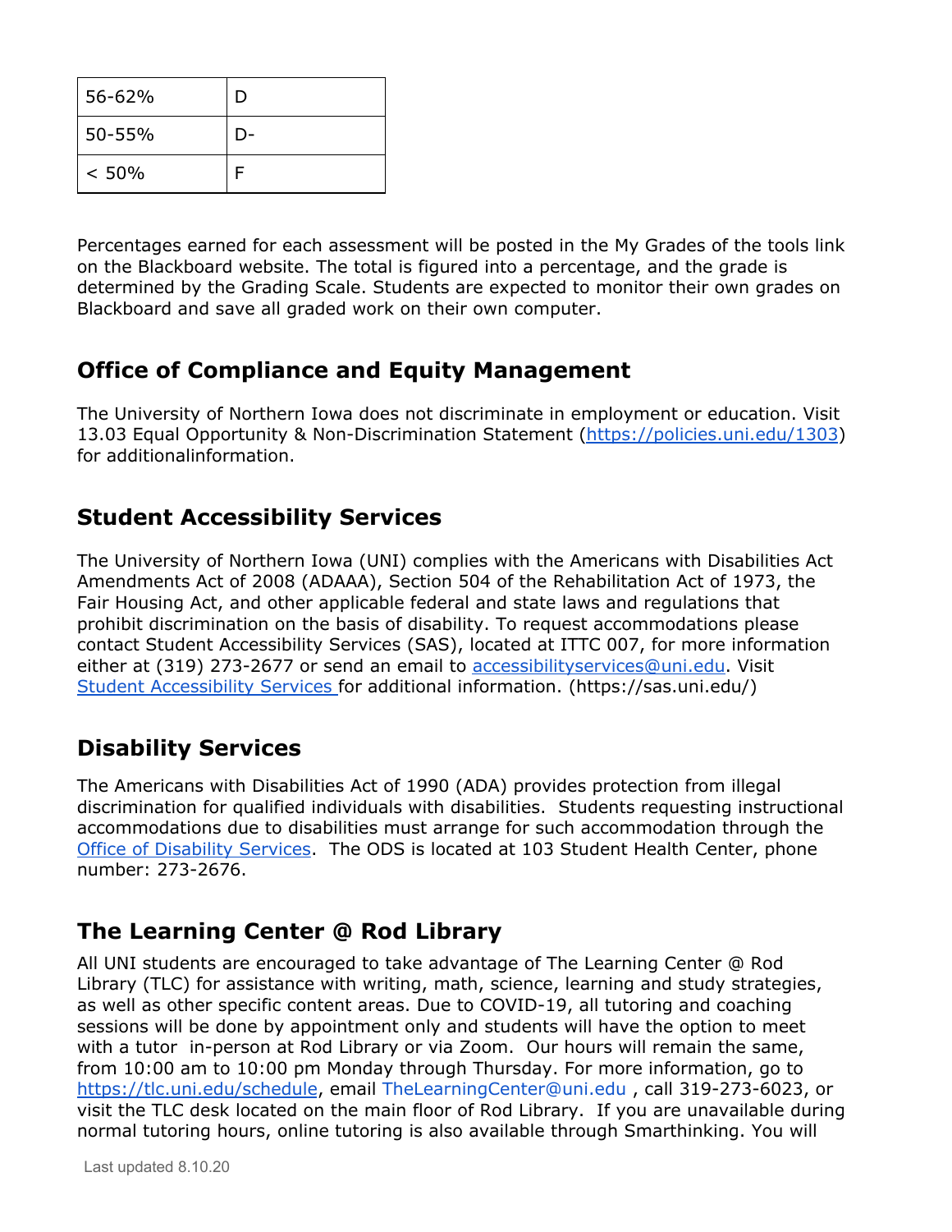| 56-62% | D |
|---|---|
| 50-55% | D- |
| < 50% | F |

Percentages earned for each assessment will be posted in the My Grades of the tools link on the Blackboard website. The total is figured into a percentage, and the grade is determined by the Grading Scale. Students are expected to monitor their own grades on Blackboard and save all graded work on their own computer.

## Office of Compliance and Equity Management

The University of Northern Iowa does not discriminate in employment or education. Visit 13.03 Equal Opportunity & Non-Discrimination Statement (https://policies.uni.edu/1303) for additionalinformation.

## Student Accessibility Services

The University of Northern Iowa (UNI) complies with the Americans with Disabilities Act Amendments Act of 2008 (ADAAA), Section 504 of the Rehabilitation Act of 1973, the Fair Housing Act, and other applicable federal and state laws and regulations that prohibit discrimination on the basis of disability. To request accommodations please contact Student Accessibility Services (SAS), located at ITTC 007, for more information either at (319) 273-2677 or send an email to accessibilityservices@uni.edu. Visit Student Accessibility Services for additional information. (https://sas.uni.edu/)

## Disability Services

The Americans with Disabilities Act of 1990 (ADA) provides protection from illegal discrimination for qualified individuals with disabilities. Students requesting instructional accommodations due to disabilities must arrange for such accommodation through the Office of Disability Services. The ODS is located at 103 Student Health Center, phone number: 273-2676.

## The Learning Center @ Rod Library

All UNI students are encouraged to take advantage of The Learning Center @ Rod Library (TLC) for assistance with writing, math, science, learning and study strategies, as well as other specific content areas. Due to COVID-19, all tutoring and coaching sessions will be done by appointment only and students will have the option to meet with a tutor in-person at Rod Library or via Zoom. Our hours will remain the same, from 10:00 am to 10:00 pm Monday through Thursday. For more information, go to https://tlc.uni.edu/schedule, email TheLearningCenter@uni.edu , call 319-273-6023, or visit the TLC desk located on the main floor of Rod Library. If you are unavailable during normal tutoring hours, online tutoring is also available through Smarthinking. You will

Last updated 8.10.20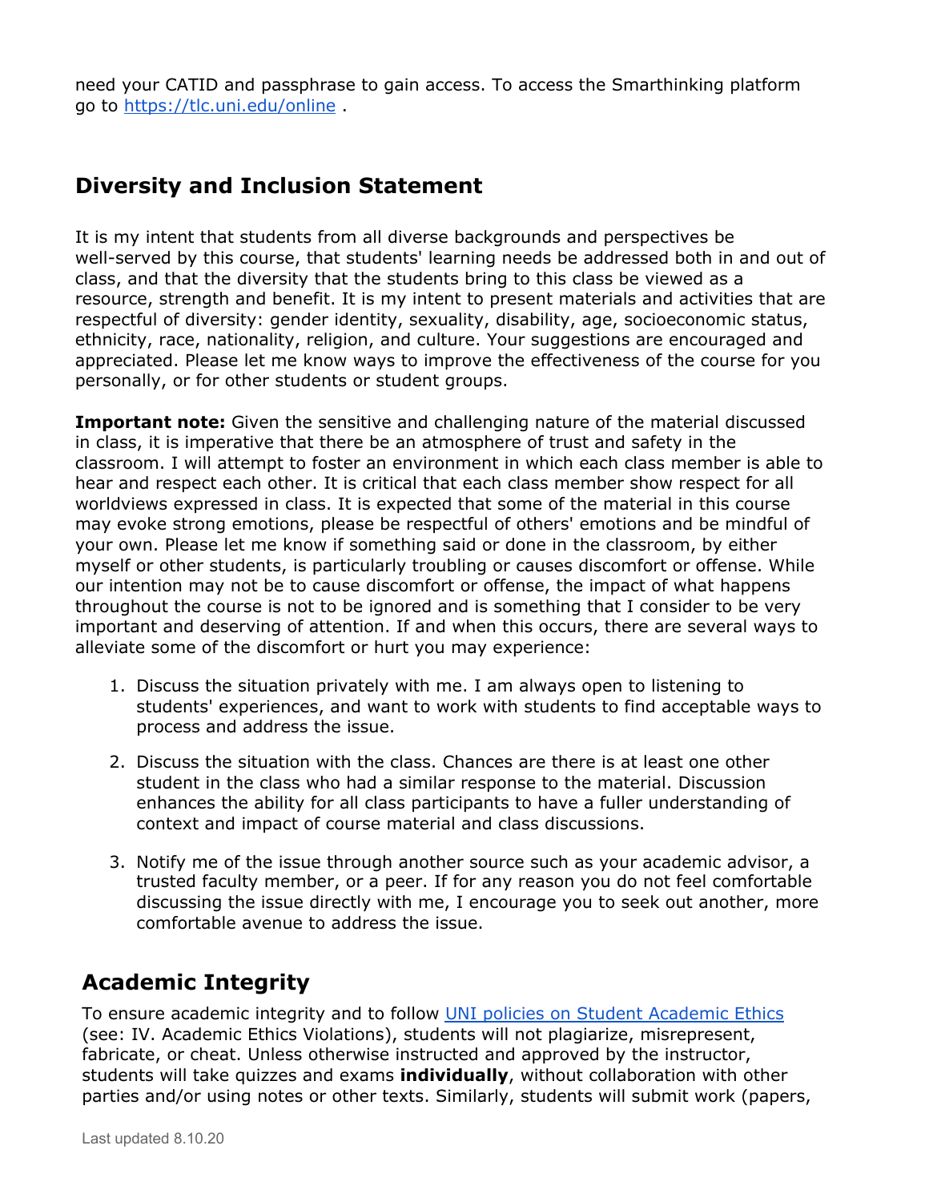need your CATID and passphrase to gain access. To access the Smarthinking platform go to [https://tlc.uni.edu/online](https://tlc.uni.edu/online) .

## Diversity and Inclusion Statement

It is my intent that students from all diverse backgrounds and perspectives be well-served by this course, that students' learning needs be addressed both in and out of class, and that the diversity that the students bring to this class be viewed as a resource, strength and benefit. It is my intent to present materials and activities that are respectful of diversity: gender identity, sexuality, disability, age, socioeconomic status, ethnicity, race, nationality, religion, and culture. Your suggestions are encouraged and appreciated. Please let me know ways to improve the effectiveness of the course for you personally, or for other students or student groups.

**Important note:** Given the sensitive and challenging nature of the material discussed in class, it is imperative that there be an atmosphere of trust and safety in the classroom. I will attempt to foster an environment in which each class member is able to hear and respect each other. It is critical that each class member show respect for all worldviews expressed in class. It is expected that some of the material in this course may evoke strong emotions, please be respectful of others' emotions and be mindful of your own. Please let me know if something said or done in the classroom, by either myself or other students, is particularly troubling or causes discomfort or offense. While our intention may not be to cause discomfort or offense, the impact of what happens throughout the course is not to be ignored and is something that I consider to be very important and deserving of attention. If and when this occurs, there are several ways to alleviate some of the discomfort or hurt you may experience:

1. Discuss the situation privately with me. I am always open to listening to students' experiences, and want to work with students to find acceptable ways to process and address the issue.

2. Discuss the situation with the class. Chances are there is at least one other student in the class who had a similar response to the material. Discussion enhances the ability for all class participants to have a fuller understanding of context and impact of course material and class discussions.

3. Notify me of the issue through another source such as your academic advisor, a trusted faculty member, or a peer. If for any reason you do not feel comfortable discussing the issue directly with me, I encourage you to seek out another, more comfortable avenue to address the issue.

## Academic Integrity

To ensure academic integrity and to follow UNI policies on Student Academic Ethics (see: IV. Academic Ethics Violations), students will not plagiarize, misrepresent, fabricate, or cheat. Unless otherwise instructed and approved by the instructor, students will take quizzes and exams **individually**, without collaboration with other parties and/or using notes or other texts. Similarly, students will submit work (papers,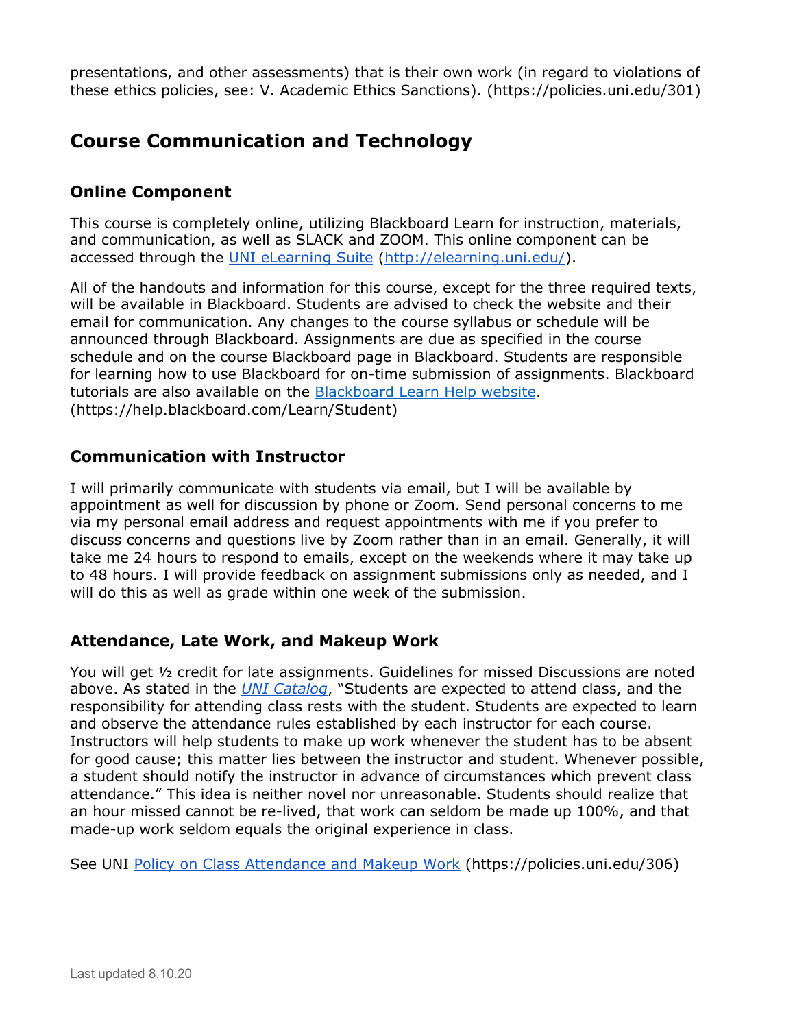presentations, and other assessments) that is their own work (in regard to violations of these ethics policies, see: V. Academic Ethics Sanctions). (https://policies.uni.edu/301)

## Course Communication and Technology

### Online Component

This course is completely online, utilizing Blackboard Learn for instruction, materials, and communication, as well as SLACK and ZOOM. This online component can be accessed through the [UNI eLearning Suite](http://elearning.uni.edu/) (http://elearning.uni.edu/).

All of the handouts and information for this course, except for the three required texts, will be available in Blackboard. Students are advised to check the website and their email for communication. Any changes to the course syllabus or schedule will be announced through Blackboard. Assignments are due as specified in the course schedule and on the course Blackboard page in Blackboard. Students are responsible for learning how to use Blackboard for on-time submission of assignments. Blackboard tutorials are also available on the [Blackboard Learn Help website](https://help.blackboard.com/Learn/Student). (https://help.blackboard.com/Learn/Student)

### Communication with Instructor

I will primarily communicate with students via email, but I will be available by appointment as well for discussion by phone or Zoom. Send personal concerns to me via my personal email address and request appointments with me if you prefer to discuss concerns and questions live by Zoom rather than in an email. Generally, it will take me 24 hours to respond to emails, except on the weekends where it may take up to 48 hours. I will provide feedback on assignment submissions only as needed, and I will do this as well as grade within one week of the submission.

### Attendance, Late Work, and Makeup Work

You will get ½ credit for late assignments. Guidelines for missed Discussions are noted above. As stated in the *UNI Catalog*, "Students are expected to attend class, and the responsibility for attending class rests with the student. Students are expected to learn and observe the attendance rules established by each instructor for each course. Instructors will help students to make up work whenever the student has to be absent for good cause; this matter lies between the instructor and student. Whenever possible, a student should notify the instructor in advance of circumstances which prevent class attendance." This idea is neither novel nor unreasonable. Students should realize that an hour missed cannot be re-lived, that work can seldom be made up 100%, and that made-up work seldom equals the original experience in class.

See UNI [Policy on Class Attendance and Makeup Work](https://policies.uni.edu/306) (https://policies.uni.edu/306)

Last updated 8.10.20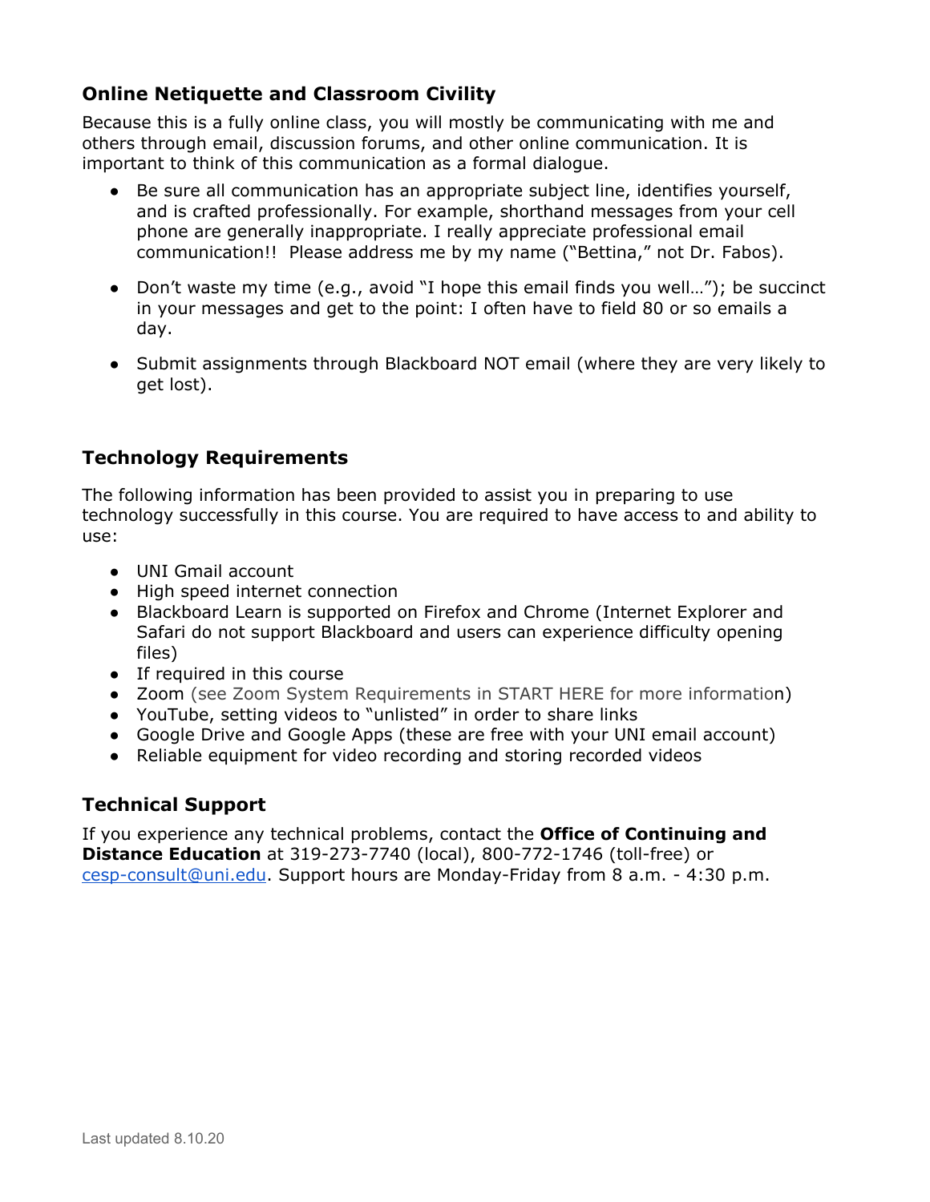### Online Netiquette and Classroom Civility

Because this is a fully online class, you will mostly be communicating with me and others through email, discussion forums, and other online communication. It is important to think of this communication as a formal dialogue.

- Be sure all communication has an appropriate subject line, identifies yourself, and is crafted professionally. For example, shorthand messages from your cell phone are generally inappropriate. I really appreciate professional email communication!! Please address me by my name ("Bettina," not Dr. Fabos).

- Don't waste my time (e.g., avoid "I hope this email finds you well…"); be succinct in your messages and get to the point: I often have to field 80 or so emails a day.

- Submit assignments through Blackboard NOT email (where they are very likely to get lost).

### Technology Requirements

The following information has been provided to assist you in preparing to use technology successfully in this course. You are required to have access to and ability to use:

- UNI Gmail account
- High speed internet connection
- Blackboard Learn is supported on Firefox and Chrome (Internet Explorer and Safari do not support Blackboard and users can experience difficulty opening files)
- If required in this course
- Zoom (see Zoom System Requirements in START HERE for more information)
- YouTube, setting videos to "unlisted" in order to share links
- Google Drive and Google Apps (these are free with your UNI email account)
- Reliable equipment for video recording and storing recorded videos

### Technical Support

If you experience any technical problems, contact the **Office of Continuing and Distance Education** at 319-273-7740 (local), 800-772-1746 (toll-free) or [cesp-consult@uni.edu](mailto:cesp-consult@uni.edu). Support hours are Monday-Friday from 8 a.m. - 4:30 p.m.

Last updated 8.10.20